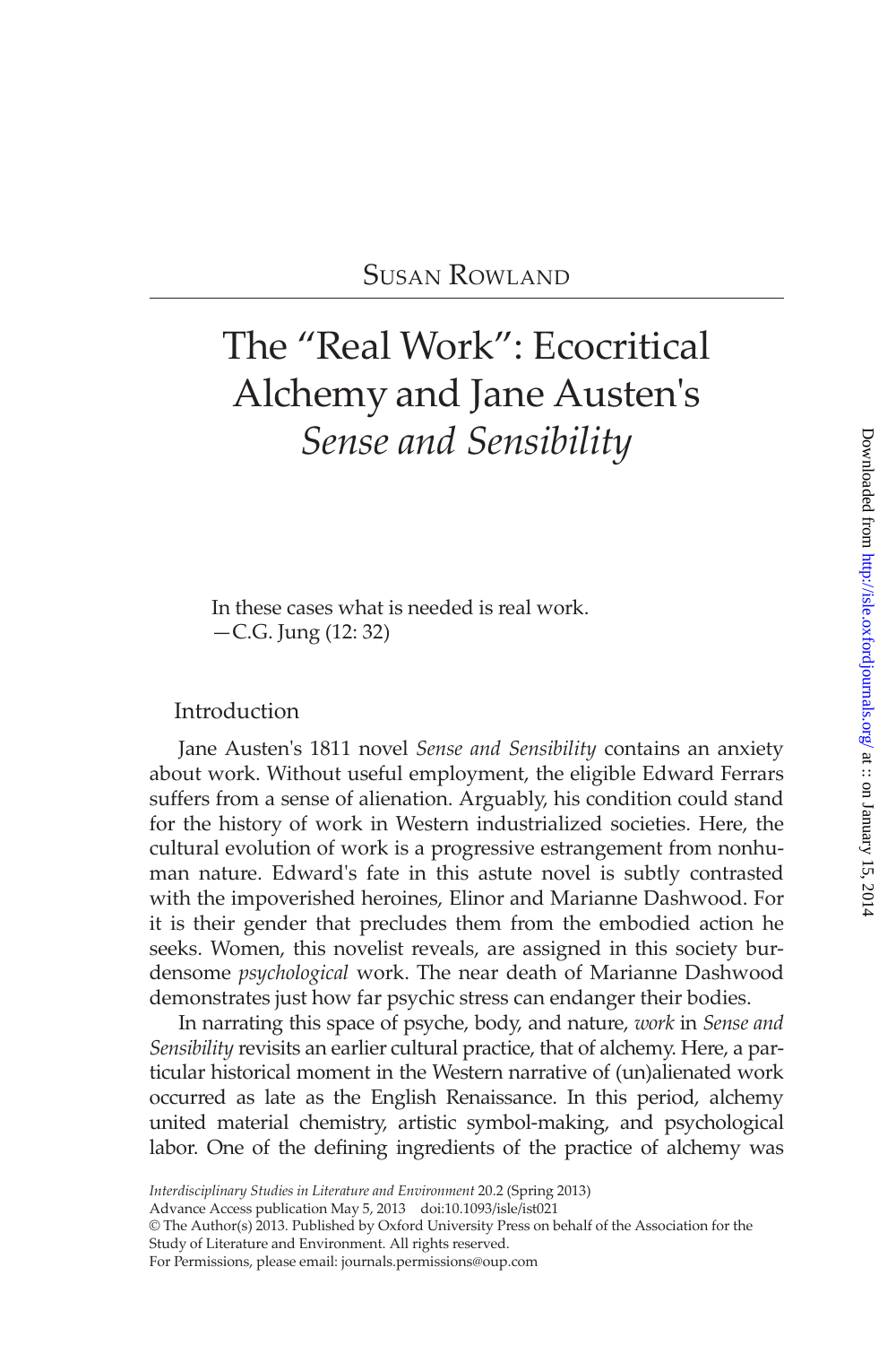Susan Rowland

# The "Real Work": Ecocritical Alchemy and Jane Austen's *Sense and Sensibility*

> In these cases what is needed is real work.
> —C.G. Jung (12: 32)

## Introduction

Jane Austen's 1811 novel *Sense and Sensibility* contains an anxiety about work. Without useful employment, the eligible Edward Ferrars suffers from a sense of alienation. Arguably, his condition could stand for the history of work in Western industrialized societies. Here, the cultural evolution of work is a progressive estrangement from nonhuman nature. Edward's fate in this astute novel is subtly contrasted with the impoverished heroines, Elinor and Marianne Dashwood. For it is their gender that precludes them from the embodied action he seeks. Women, this novelist reveals, are assigned in this society burdensome *psychological* work. The near death of Marianne Dashwood demonstrates just how far psychic stress can endanger their bodies.

In narrating this space of psyche, body, and nature, *work* in *Sense and Sensibility* revisits an earlier cultural practice, that of alchemy. Here, a particular historical moment in the Western narrative of (un)alienated work occurred as late as the English Renaissance. In this period, alchemy united material chemistry, artistic symbol-making, and psychological labor. One of the defining ingredients of the practice of alchemy was

*Interdisciplinary Studies in Literature and Environment* 20.2 (Spring 2013)
Advance Access publication May 5, 2013 doi:10.1093/isle/ist021
© The Author(s) 2013. Published by Oxford University Press on behalf of the Association for the Study of Literature and Environment. All rights reserved.
For Permissions, please email: journals.permissions@oup.com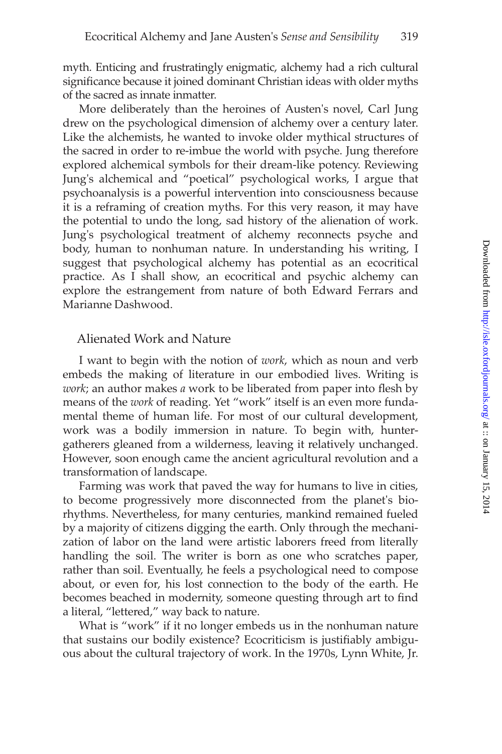myth. Enticing and frustratingly enigmatic, alchemy had a rich cultural significance because it joined dominant Christian ideas with older myths of the sacred as innate inmatter.

More deliberately than the heroines of Austen's novel, Carl Jung drew on the psychological dimension of alchemy over a century later. Like the alchemists, he wanted to invoke older mythical structures of the sacred in order to re-imbue the world with psyche. Jung therefore explored alchemical symbols for their dream-like potency. Reviewing Jung's alchemical and "poetical" psychological works, I argue that psychoanalysis is a powerful intervention into consciousness because it is a reframing of creation myths. For this very reason, it may have the potential to undo the long, sad history of the alienation of work. Jung's psychological treatment of alchemy reconnects psyche and body, human to nonhuman nature. In understanding his writing, I suggest that psychological alchemy has potential as an ecocritical practice. As I shall show, an ecocritical and psychic alchemy can explore the estrangement from nature of both Edward Ferrars and Marianne Dashwood.

## Alienated Work and Nature

I want to begin with the notion of *work*, which as noun and verb embeds the making of literature in our embodied lives. Writing is *work*; an author makes *a* work to be liberated from paper into flesh by means of the *work* of reading. Yet "work" itself is an even more fundamental theme of human life. For most of our cultural development, work was a bodily immersion in nature. To begin with, hunter-gatherers gleaned from a wilderness, leaving it relatively unchanged. However, soon enough came the ancient agricultural revolution and a transformation of landscape.

Farming was work that paved the way for humans to live in cities, to become progressively more disconnected from the planet's bio-rhythms. Nevertheless, for many centuries, mankind remained fueled by a majority of citizens digging the earth. Only through the mechanization of labor on the land were artistic laborers freed from literally handling the soil. The writer is born as one who scratches paper, rather than soil. Eventually, he feels a psychological need to compose about, or even for, his lost connection to the body of the earth. He becomes beached in modernity, someone questing through art to find a literal, "lettered," way back to nature.

What is "work" if it no longer embeds us in the nonhuman nature that sustains our bodily existence? Ecocriticism is justifiably ambiguous about the cultural trajectory of work. In the 1970s, Lynn White, Jr.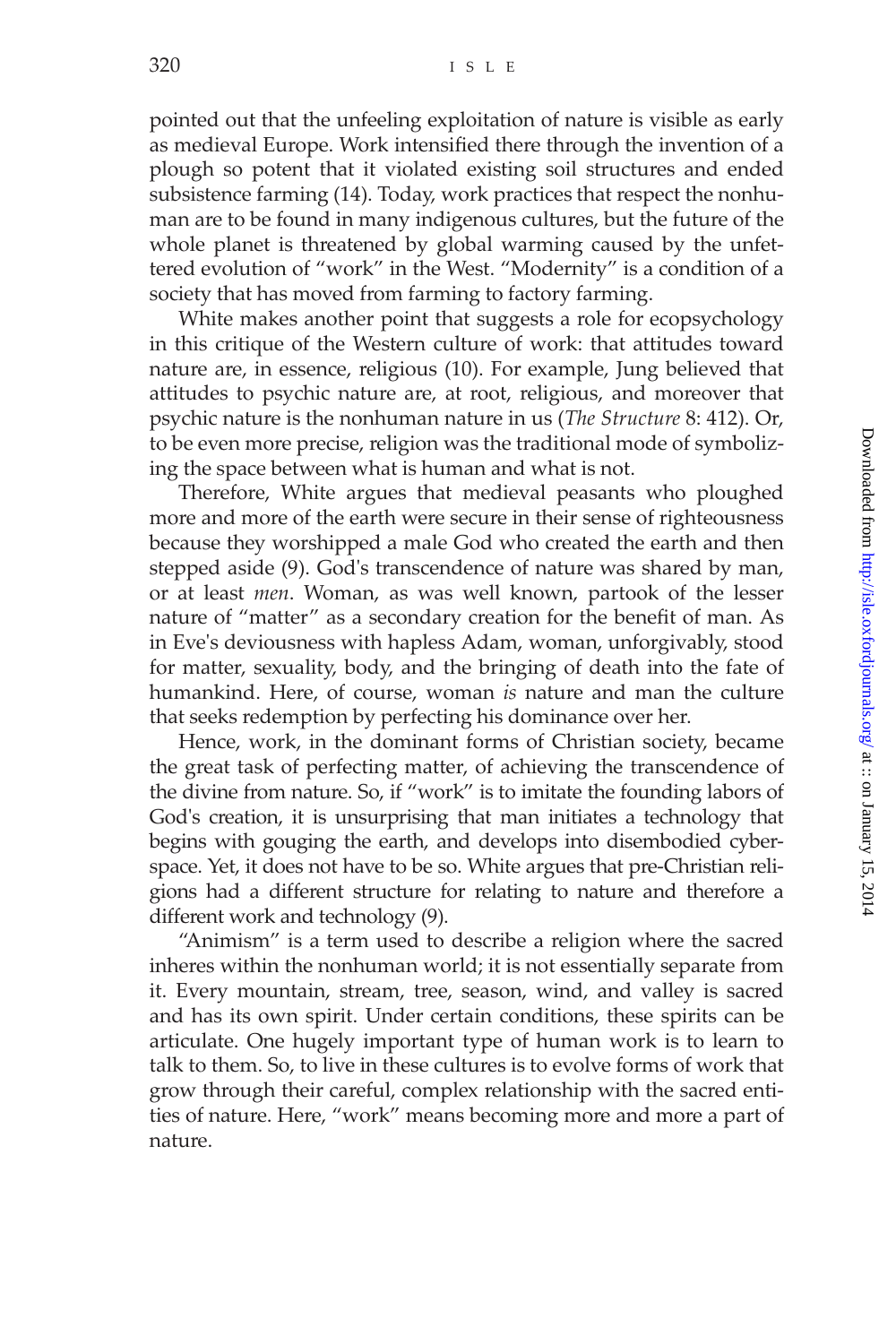pointed out that the unfeeling exploitation of nature is visible as early as medieval Europe. Work intensified there through the invention of a plough so potent that it violated existing soil structures and ended subsistence farming (14). Today, work practices that respect the nonhuman are to be found in many indigenous cultures, but the future of the whole planet is threatened by global warming caused by the unfettered evolution of "work" in the West. "Modernity" is a condition of a society that has moved from farming to factory farming.

White makes another point that suggests a role for ecopsychology in this critique of the Western culture of work: that attitudes toward nature are, in essence, religious (10). For example, Jung believed that attitudes to psychic nature are, at root, religious, and moreover that psychic nature is the nonhuman nature in us (*The Structure* 8: 412). Or, to be even more precise, religion was the traditional mode of symbolizing the space between what is human and what is not.

Therefore, White argues that medieval peasants who ploughed more and more of the earth were secure in their sense of righteousness because they worshipped a male God who created the earth and then stepped aside (9). God's transcendence of nature was shared by man, or at least *men*. Woman, as was well known, partook of the lesser nature of "matter" as a secondary creation for the benefit of man. As in Eve's deviousness with hapless Adam, woman, unforgivably, stood for matter, sexuality, body, and the bringing of death into the fate of humankind. Here, of course, woman *is* nature and man the culture that seeks redemption by perfecting his dominance over her.

Hence, work, in the dominant forms of Christian society, became the great task of perfecting matter, of achieving the transcendence of the divine from nature. So, if "work" is to imitate the founding labors of God's creation, it is unsurprising that man initiates a technology that begins with gouging the earth, and develops into disembodied cyberspace. Yet, it does not have to be so. White argues that pre-Christian religions had a different structure for relating to nature and therefore a different work and technology (9).

"Animism" is a term used to describe a religion where the sacred inheres within the nonhuman world; it is not essentially separate from it. Every mountain, stream, tree, season, wind, and valley is sacred and has its own spirit. Under certain conditions, these spirits can be articulate. One hugely important type of human work is to learn to talk to them. So, to live in these cultures is to evolve forms of work that grow through their careful, complex relationship with the sacred entities of nature. Here, "work" means becoming more and more a part of nature.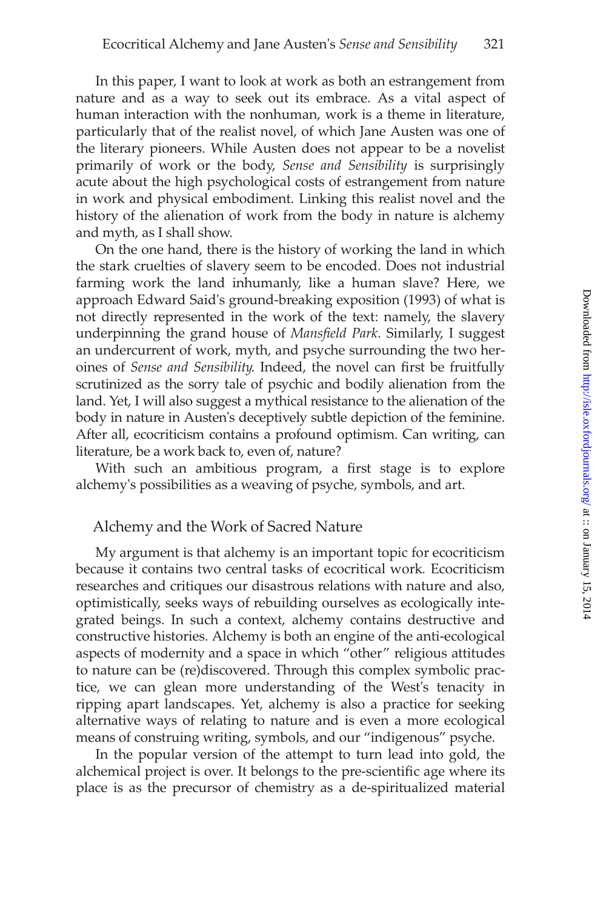In this paper, I want to look at work as both an estrangement from nature and as a way to seek out its embrace. As a vital aspect of human interaction with the nonhuman, work is a theme in literature, particularly that of the realist novel, of which Jane Austen was one of the literary pioneers. While Austen does not appear to be a novelist primarily of work or the body, *Sense and Sensibility* is surprisingly acute about the high psychological costs of estrangement from nature in work and physical embodiment. Linking this realist novel and the history of the alienation of work from the body in nature is alchemy and myth, as I shall show.

On the one hand, there is the history of working the land in which the stark cruelties of slavery seem to be encoded. Does not industrial farming work the land inhumanly, like a human slave? Here, we approach Edward Said's ground-breaking exposition (1993) of what is not directly represented in the work of the text: namely, the slavery underpinning the grand house of *Mansfield Park*. Similarly, I suggest an undercurrent of work, myth, and psyche surrounding the two heroines of *Sense and Sensibility*. Indeed, the novel can first be fruitfully scrutinized as the sorry tale of psychic and bodily alienation from the land. Yet, I will also suggest a mythical resistance to the alienation of the body in nature in Austen's deceptively subtle depiction of the feminine. After all, ecocriticism contains a profound optimism. Can writing, can literature, be a work back to, even of, nature?

With such an ambitious program, a first stage is to explore alchemy's possibilities as a weaving of psyche, symbols, and art.

## Alchemy and the Work of Sacred Nature

My argument is that alchemy is an important topic for ecocriticism because it contains two central tasks of ecocritical work. Ecocriticism researches and critiques our disastrous relations with nature and also, optimistically, seeks ways of rebuilding ourselves as ecologically integrated beings. In such a context, alchemy contains destructive and constructive histories. Alchemy is both an engine of the anti-ecological aspects of modernity and a space in which "other" religious attitudes to nature can be (re)discovered. Through this complex symbolic practice, we can glean more understanding of the West's tenacity in ripping apart landscapes. Yet, alchemy is also a practice for seeking alternative ways of relating to nature and is even a more ecological means of construing writing, symbols, and our "indigenous" psyche.

In the popular version of the attempt to turn lead into gold, the alchemical project is over. It belongs to the pre-scientific age where its place is as the precursor of chemistry as a de-spiritualized material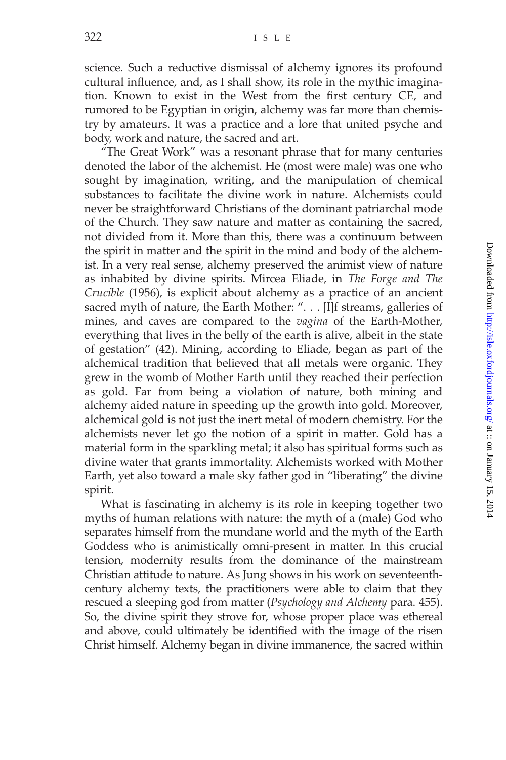science. Such a reductive dismissal of alchemy ignores its profound cultural influence, and, as I shall show, its role in the mythic imagination. Known to exist in the West from the first century CE, and rumored to be Egyptian in origin, alchemy was far more than chemistry by amateurs. It was a practice and a lore that united psyche and body, work and nature, the sacred and art.

"The Great Work" was a resonant phrase that for many centuries denoted the labor of the alchemist. He (most were male) was one who sought by imagination, writing, and the manipulation of chemical substances to facilitate the divine work in nature. Alchemists could never be straightforward Christians of the dominant patriarchal mode of the Church. They saw nature and matter as containing the sacred, not divided from it. More than this, there was a continuum between the spirit in matter and the spirit in the mind and body of the alchemist. In a very real sense, alchemy preserved the animist view of nature as inhabited by divine spirits. Mircea Eliade, in *The Forge and The Crucible* (1956), is explicit about alchemy as a practice of an ancient sacred myth of nature, the Earth Mother: ". . . [I]f streams, galleries of mines, and caves are compared to the *vagina* of the Earth-Mother, everything that lives in the belly of the earth is alive, albeit in the state of gestation" (42). Mining, according to Eliade, began as part of the alchemical tradition that believed that all metals were organic. They grew in the womb of Mother Earth until they reached their perfection as gold. Far from being a violation of nature, both mining and alchemy aided nature in speeding up the growth into gold. Moreover, alchemical gold is not just the inert metal of modern chemistry. For the alchemists never let go the notion of a spirit in matter. Gold has a material form in the sparkling metal; it also has spiritual forms such as divine water that grants immortality. Alchemists worked with Mother Earth, yet also toward a male sky father god in "liberating" the divine spirit.

What is fascinating in alchemy is its role in keeping together two myths of human relations with nature: the myth of a (male) God who separates himself from the mundane world and the myth of the Earth Goddess who is animistically omni-present in matter. In this crucial tension, modernity results from the dominance of the mainstream Christian attitude to nature. As Jung shows in his work on seventeenth-century alchemy texts, the practitioners were able to claim that they rescued a sleeping god from matter (*Psychology and Alchemy* para. 455). So, the divine spirit they strove for, whose proper place was ethereal and above, could ultimately be identified with the image of the risen Christ himself. Alchemy began in divine immanence, the sacred within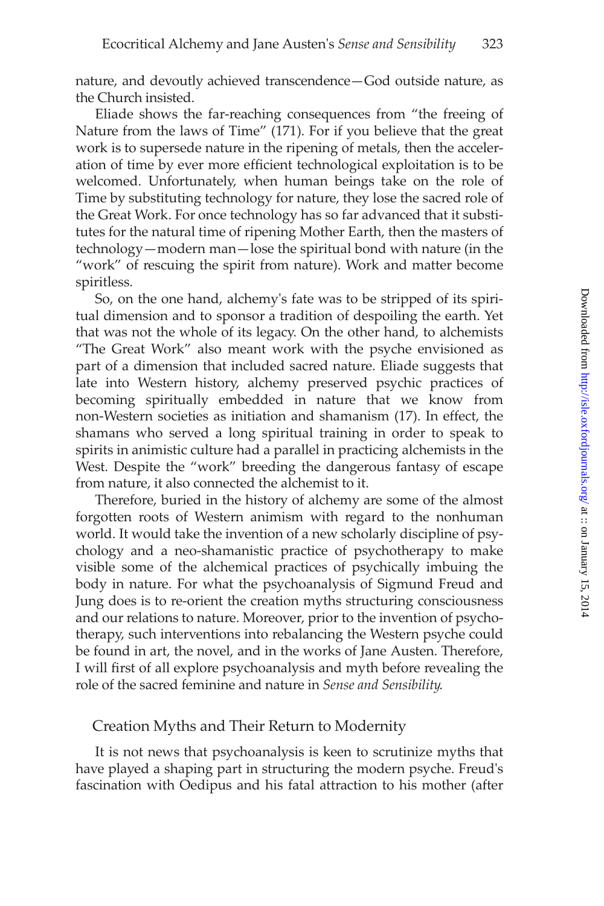nature, and devoutly achieved transcendence—God outside nature, as the Church insisted.

Eliade shows the far-reaching consequences from "the freeing of Nature from the laws of Time" (171). For if you believe that the great work is to supersede nature in the ripening of metals, then the acceleration of time by ever more efficient technological exploitation is to be welcomed. Unfortunately, when human beings take on the role of Time by substituting technology for nature, they lose the sacred role of the Great Work. For once technology has so far advanced that it substitutes for the natural time of ripening Mother Earth, then the masters of technology—modern man—lose the spiritual bond with nature (in the "work" of rescuing the spirit from nature). Work and matter become spiritless.

So, on the one hand, alchemy's fate was to be stripped of its spiritual dimension and to sponsor a tradition of despoiling the earth. Yet that was not the whole of its legacy. On the other hand, to alchemists "The Great Work" also meant work with the psyche envisioned as part of a dimension that included sacred nature. Eliade suggests that late into Western history, alchemy preserved psychic practices of becoming spiritually embedded in nature that we know from non-Western societies as initiation and shamanism (17). In effect, the shamans who served a long spiritual training in order to speak to spirits in animistic culture had a parallel in practicing alchemists in the West. Despite the "work" breeding the dangerous fantasy of escape from nature, it also connected the alchemist to it.

Therefore, buried in the history of alchemy are some of the almost forgotten roots of Western animism with regard to the nonhuman world. It would take the invention of a new scholarly discipline of psychology and a neo-shamanistic practice of psychotherapy to make visible some of the alchemical practices of psychically imbuing the body in nature. For what the psychoanalysis of Sigmund Freud and Jung does is to re-orient the creation myths structuring consciousness and our relations to nature. Moreover, prior to the invention of psychotherapy, such interventions into rebalancing the Western psyche could be found in art, the novel, and in the works of Jane Austen. Therefore, I will first of all explore psychoanalysis and myth before revealing the role of the sacred feminine and nature in *Sense and Sensibility*.

## Creation Myths and Their Return to Modernity

It is not news that psychoanalysis is keen to scrutinize myths that have played a shaping part in structuring the modern psyche. Freud's fascination with Oedipus and his fatal attraction to his mother (after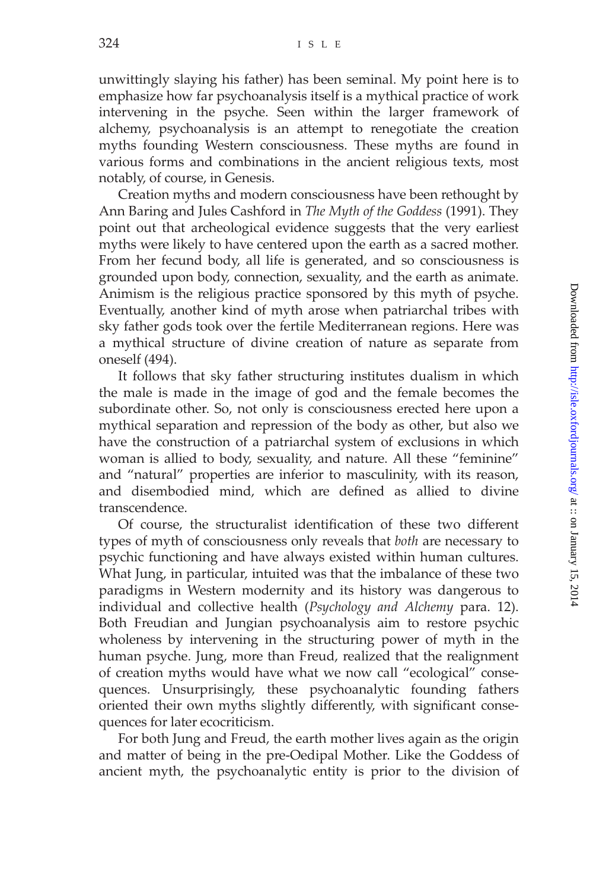unwittingly slaying his father) has been seminal. My point here is to emphasize how far psychoanalysis itself is a mythical practice of work intervening in the psyche. Seen within the larger framework of alchemy, psychoanalysis is an attempt to renegotiate the creation myths founding Western consciousness. These myths are found in various forms and combinations in the ancient religious texts, most notably, of course, in Genesis.

Creation myths and modern consciousness have been rethought by Ann Baring and Jules Cashford in *The Myth of the Goddess* (1991). They point out that archeological evidence suggests that the very earliest myths were likely to have centered upon the earth as a sacred mother. From her fecund body, all life is generated, and so consciousness is grounded upon body, connection, sexuality, and the earth as animate. Animism is the religious practice sponsored by this myth of psyche. Eventually, another kind of myth arose when patriarchal tribes with sky father gods took over the fertile Mediterranean regions. Here was a mythical structure of divine creation of nature as separate from oneself (494).

It follows that sky father structuring institutes dualism in which the male is made in the image of god and the female becomes the subordinate other. So, not only is consciousness erected here upon a mythical separation and repression of the body as other, but also we have the construction of a patriarchal system of exclusions in which woman is allied to body, sexuality, and nature. All these "feminine" and "natural" properties are inferior to masculinity, with its reason, and disembodied mind, which are defined as allied to divine transcendence.

Of course, the structuralist identification of these two different types of myth of consciousness only reveals that *both* are necessary to psychic functioning and have always existed within human cultures. What Jung, in particular, intuited was that the imbalance of these two paradigms in Western modernity and its history was dangerous to individual and collective health (*Psychology and Alchemy* para. 12). Both Freudian and Jungian psychoanalysis aim to restore psychic wholeness by intervening in the structuring power of myth in the human psyche. Jung, more than Freud, realized that the realignment of creation myths would have what we now call "ecological" consequences. Unsurprisingly, these psychoanalytic founding fathers oriented their own myths slightly differently, with significant consequences for later ecocriticism.

For both Jung and Freud, the earth mother lives again as the origin and matter of being in the pre-Oedipal Mother. Like the Goddess of ancient myth, the psychoanalytic entity is prior to the division of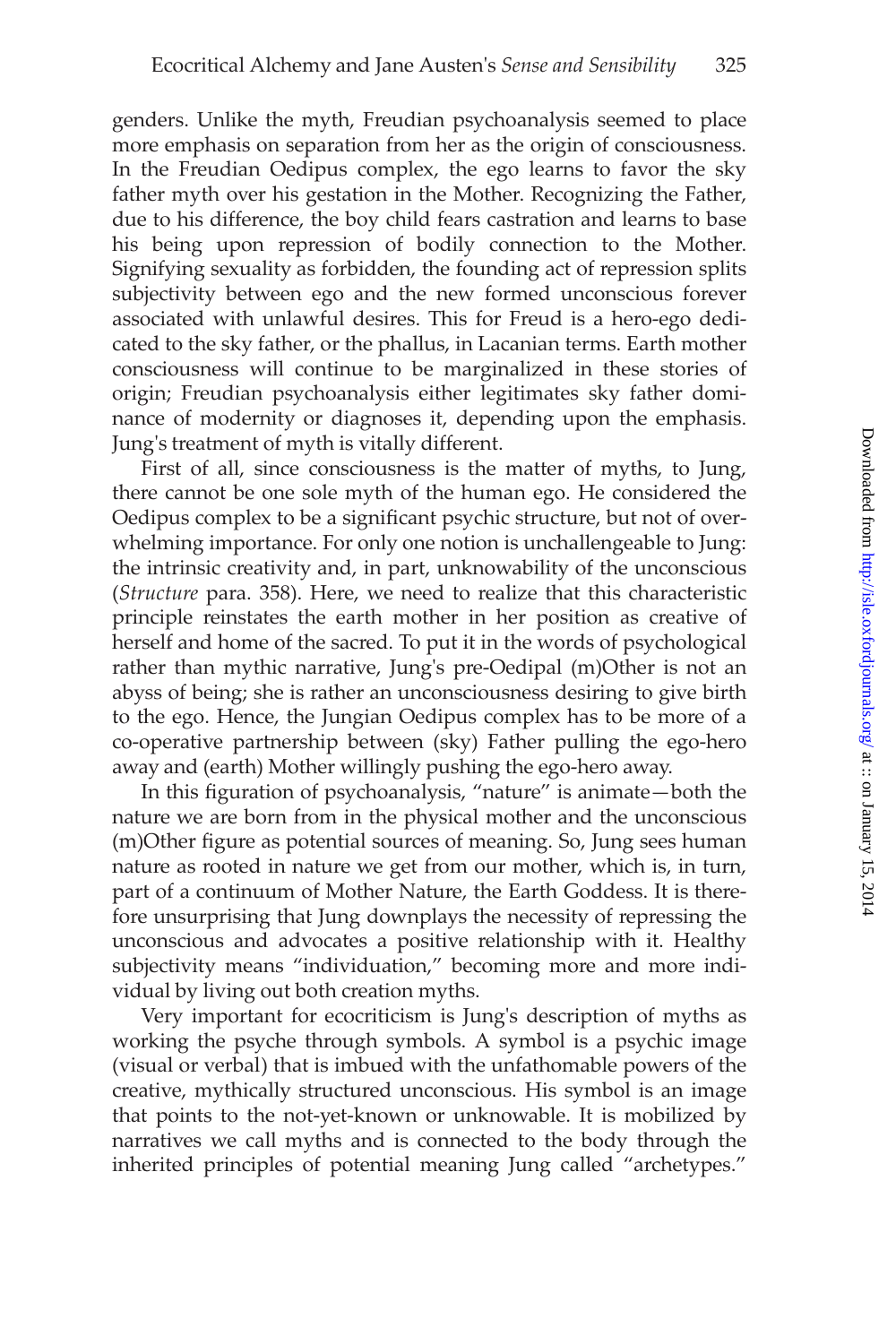genders. Unlike the myth, Freudian psychoanalysis seemed to place more emphasis on separation from her as the origin of consciousness. In the Freudian Oedipus complex, the ego learns to favor the sky father myth over his gestation in the Mother. Recognizing the Father, due to his difference, the boy child fears castration and learns to base his being upon repression of bodily connection to the Mother. Signifying sexuality as forbidden, the founding act of repression splits subjectivity between ego and the new formed unconscious forever associated with unlawful desires. This for Freud is a hero-ego dedicated to the sky father, or the phallus, in Lacanian terms. Earth mother consciousness will continue to be marginalized in these stories of origin; Freudian psychoanalysis either legitimates sky father dominance of modernity or diagnoses it, depending upon the emphasis. Jung's treatment of myth is vitally different.

First of all, since consciousness is the matter of myths, to Jung, there cannot be one sole myth of the human ego. He considered the Oedipus complex to be a significant psychic structure, but not of overwhelming importance. For only one notion is unchallengeable to Jung: the intrinsic creativity and, in part, unknowability of the unconscious (*Structure* para. 358). Here, we need to realize that this characteristic principle reinstates the earth mother in her position as creative of herself and home of the sacred. To put it in the words of psychological rather than mythic narrative, Jung's pre-Oedipal (m)Other is not an abyss of being; she is rather an unconsciousness desiring to give birth to the ego. Hence, the Jungian Oedipus complex has to be more of a co-operative partnership between (sky) Father pulling the ego-hero away and (earth) Mother willingly pushing the ego-hero away.

In this figuration of psychoanalysis, "nature" is animate—both the nature we are born from in the physical mother and the unconscious (m)Other figure as potential sources of meaning. So, Jung sees human nature as rooted in nature we get from our mother, which is, in turn, part of a continuum of Mother Nature, the Earth Goddess. It is therefore unsurprising that Jung downplays the necessity of repressing the unconscious and advocates a positive relationship with it. Healthy subjectivity means "individuation," becoming more and more individual by living out both creation myths.

Very important for ecocriticism is Jung's description of myths as working the psyche through symbols. A symbol is a psychic image (visual or verbal) that is imbued with the unfathomable powers of the creative, mythically structured unconscious. His symbol is an image that points to the not-yet-known or unknowable. It is mobilized by narratives we call myths and is connected to the body through the inherited principles of potential meaning Jung called "archetypes."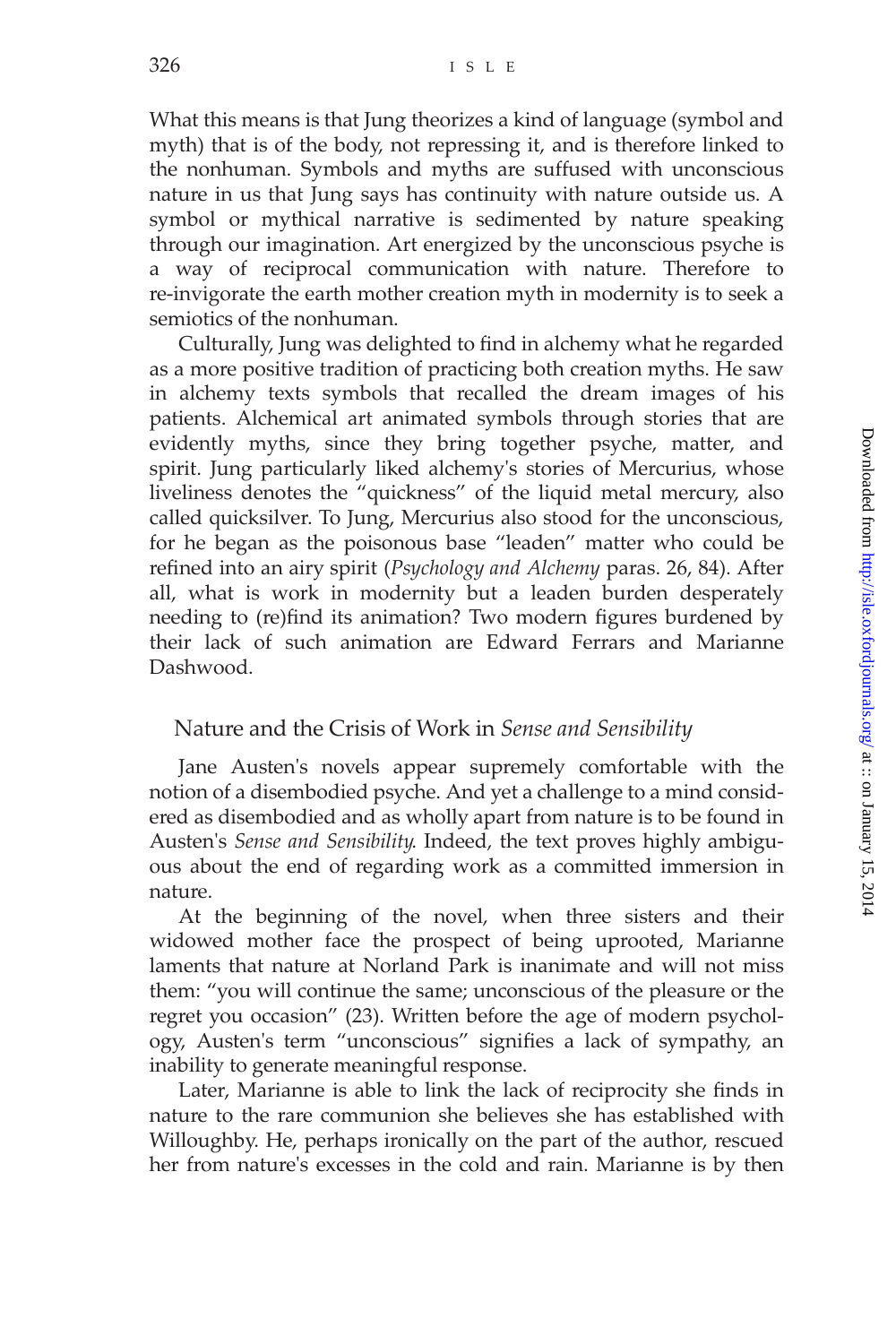What this means is that Jung theorizes a kind of language (symbol and myth) that is of the body, not repressing it, and is therefore linked to the nonhuman. Symbols and myths are suffused with unconscious nature in us that Jung says has continuity with nature outside us. A symbol or mythical narrative is sedimented by nature speaking through our imagination. Art energized by the unconscious psyche is a way of reciprocal communication with nature. Therefore to re-invigorate the earth mother creation myth in modernity is to seek a semiotics of the nonhuman.

Culturally, Jung was delighted to find in alchemy what he regarded as a more positive tradition of practicing both creation myths. He saw in alchemy texts symbols that recalled the dream images of his patients. Alchemical art animated symbols through stories that are evidently myths, since they bring together psyche, matter, and spirit. Jung particularly liked alchemy's stories of Mercurius, whose liveliness denotes the "quickness" of the liquid metal mercury, also called quicksilver. To Jung, Mercurius also stood for the unconscious, for he began as the poisonous base "leaden" matter who could be refined into an airy spirit (*Psychology and Alchemy* paras. 26, 84). After all, what is work in modernity but a leaden burden desperately needing to (re)find its animation? Two modern figures burdened by their lack of such animation are Edward Ferrars and Marianne Dashwood.

## Nature and the Crisis of Work in *Sense and Sensibility*

Jane Austen's novels appear supremely comfortable with the notion of a disembodied psyche. And yet a challenge to a mind considered as disembodied and as wholly apart from nature is to be found in Austen's *Sense and Sensibility*. Indeed, the text proves highly ambiguous about the end of regarding work as a committed immersion in nature.

At the beginning of the novel, when three sisters and their widowed mother face the prospect of being uprooted, Marianne laments that nature at Norland Park is inanimate and will not miss them: "you will continue the same; unconscious of the pleasure or the regret you occasion" (23). Written before the age of modern psychology, Austen's term "unconscious" signifies a lack of sympathy, an inability to generate meaningful response.

Later, Marianne is able to link the lack of reciprocity she finds in nature to the rare communion she believes she has established with Willoughby. He, perhaps ironically on the part of the author, rescued her from nature's excesses in the cold and rain. Marianne is by then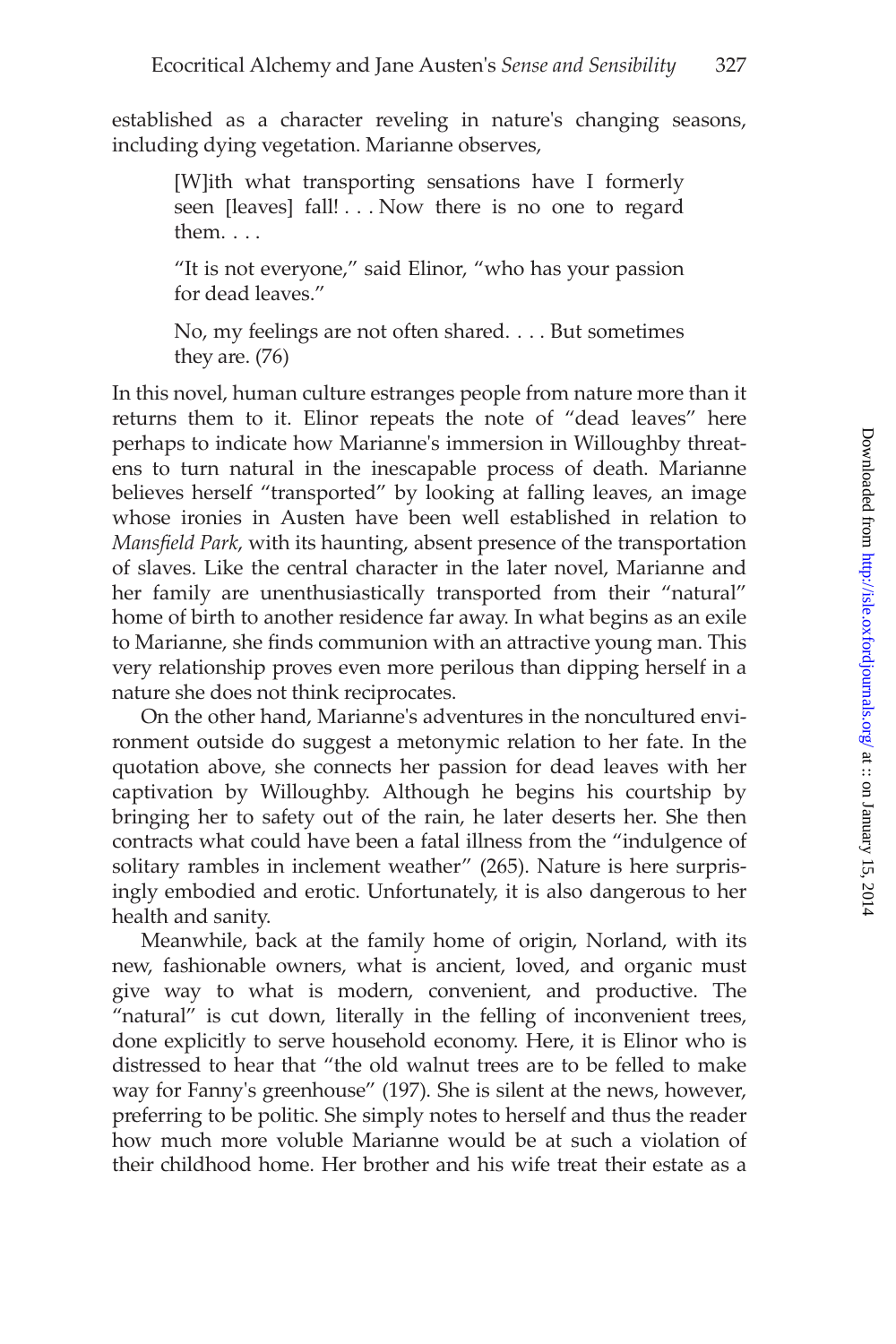established as a character reveling in nature's changing seasons, including dying vegetation. Marianne observes,

> [W]ith what transporting sensations have I formerly seen [leaves] fall! . . . Now there is no one to regard them. . . .
>
> "It is not everyone," said Elinor, "who has your passion for dead leaves."
>
> No, my feelings are not often shared. . . . But sometimes they are. (76)

In this novel, human culture estranges people from nature more than it returns them to it. Elinor repeats the note of "dead leaves" here perhaps to indicate how Marianne's immersion in Willoughby threatens to turn natural in the inescapable process of death. Marianne believes herself "transported" by looking at falling leaves, an image whose ironies in Austen have been well established in relation to *Mansfield Park*, with its haunting, absent presence of the transportation of slaves. Like the central character in the later novel, Marianne and her family are unenthusiastically transported from their "natural" home of birth to another residence far away. In what begins as an exile to Marianne, she finds communion with an attractive young man. This very relationship proves even more perilous than dipping herself in a nature she does not think reciprocates.

On the other hand, Marianne's adventures in the noncultured environment outside do suggest a metonymic relation to her fate. In the quotation above, she connects her passion for dead leaves with her captivation by Willoughby. Although he begins his courtship by bringing her to safety out of the rain, he later deserts her. She then contracts what could have been a fatal illness from the "indulgence of solitary rambles in inclement weather" (265). Nature is here surprisingly embodied and erotic. Unfortunately, it is also dangerous to her health and sanity.

Meanwhile, back at the family home of origin, Norland, with its new, fashionable owners, what is ancient, loved, and organic must give way to what is modern, convenient, and productive. The "natural" is cut down, literally in the felling of inconvenient trees, done explicitly to serve household economy. Here, it is Elinor who is distressed to hear that "the old walnut trees are to be felled to make way for Fanny's greenhouse" (197). She is silent at the news, however, preferring to be politic. She simply notes to herself and thus the reader how much more voluble Marianne would be at such a violation of their childhood home. Her brother and his wife treat their estate as a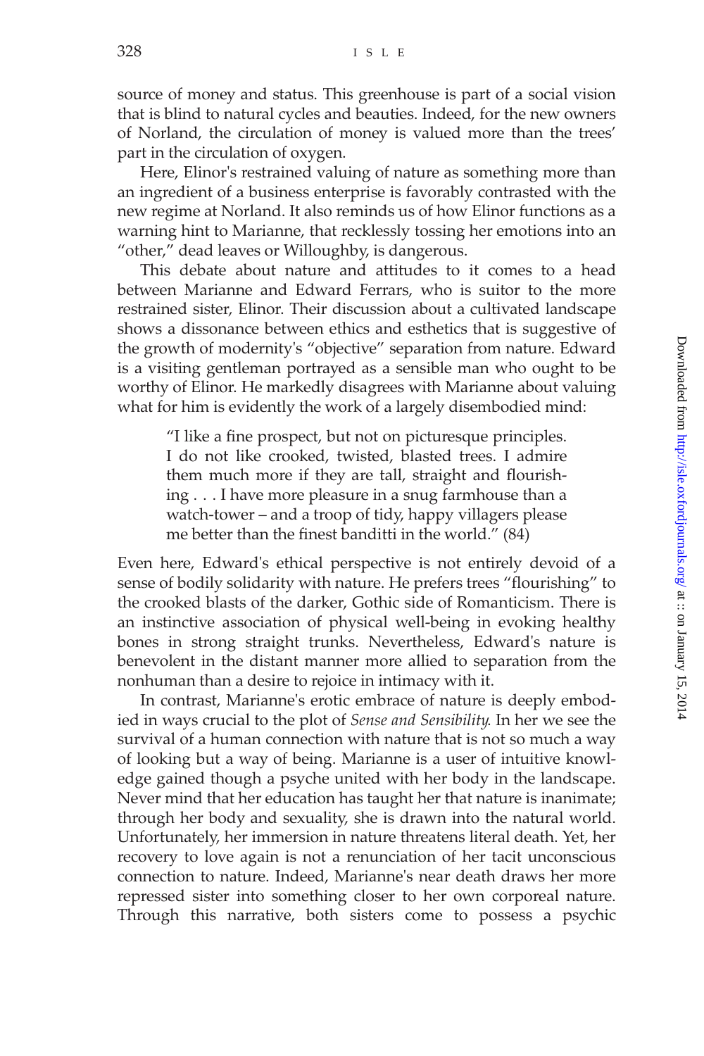source of money and status. This greenhouse is part of a social vision that is blind to natural cycles and beauties. Indeed, for the new owners of Norland, the circulation of money is valued more than the trees' part in the circulation of oxygen.

Here, Elinor's restrained valuing of nature as something more than an ingredient of a business enterprise is favorably contrasted with the new regime at Norland. It also reminds us of how Elinor functions as a warning hint to Marianne, that recklessly tossing her emotions into an "other," dead leaves or Willoughby, is dangerous.

This debate about nature and attitudes to it comes to a head between Marianne and Edward Ferrars, who is suitor to the more restrained sister, Elinor. Their discussion about a cultivated landscape shows a dissonance between ethics and esthetics that is suggestive of the growth of modernity's "objective" separation from nature. Edward is a visiting gentleman portrayed as a sensible man who ought to be worthy of Elinor. He markedly disagrees with Marianne about valuing what for him is evidently the work of a largely disembodied mind:

> "I like a fine prospect, but not on picturesque principles. I do not like crooked, twisted, blasted trees. I admire them much more if they are tall, straight and flourishing . . . I have more pleasure in a snug farmhouse than a watch-tower – and a troop of tidy, happy villagers please me better than the finest banditti in the world." (84)

Even here, Edward's ethical perspective is not entirely devoid of a sense of bodily solidarity with nature. He prefers trees "flourishing" to the crooked blasts of the darker, Gothic side of Romanticism. There is an instinctive association of physical well-being in evoking healthy bones in strong straight trunks. Nevertheless, Edward's nature is benevolent in the distant manner more allied to separation from the nonhuman than a desire to rejoice in intimacy with it.

In contrast, Marianne's erotic embrace of nature is deeply embodied in ways crucial to the plot of *Sense and Sensibility*. In her we see the survival of a human connection with nature that is not so much a way of looking but a way of being. Marianne is a user of intuitive knowledge gained though a psyche united with her body in the landscape. Never mind that her education has taught her that nature is inanimate; through her body and sexuality, she is drawn into the natural world. Unfortunately, her immersion in nature threatens literal death. Yet, her recovery to love again is not a renunciation of her tacit unconscious connection to nature. Indeed, Marianne's near death draws her more repressed sister into something closer to her own corporeal nature. Through this narrative, both sisters come to possess a psychic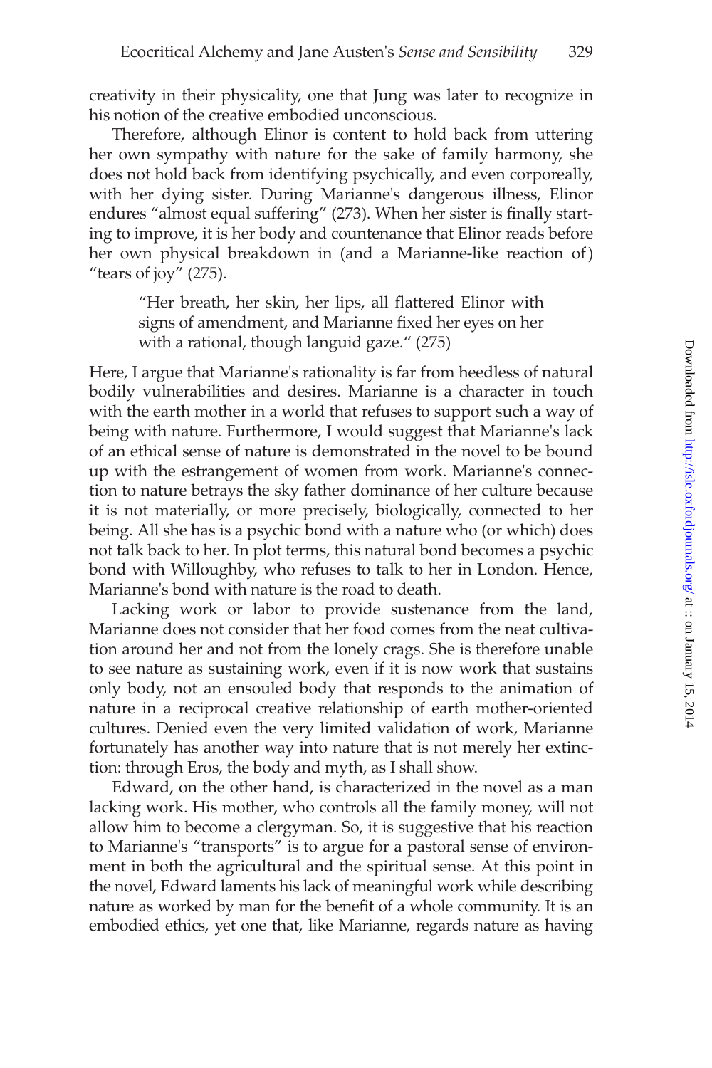creativity in their physicality, one that Jung was later to recognize in his notion of the creative embodied unconscious.

Therefore, although Elinor is content to hold back from uttering her own sympathy with nature for the sake of family harmony, she does not hold back from identifying psychically, and even corporeally, with her dying sister. During Marianne's dangerous illness, Elinor endures "almost equal suffering" (273). When her sister is finally starting to improve, it is her body and countenance that Elinor reads before her own physical breakdown in (and a Marianne-like reaction of) "tears of joy" (275).

> "Her breath, her skin, her lips, all flattered Elinor with signs of amendment, and Marianne fixed her eyes on her with a rational, though languid gaze." (275)

Here, I argue that Marianne's rationality is far from heedless of natural bodily vulnerabilities and desires. Marianne is a character in touch with the earth mother in a world that refuses to support such a way of being with nature. Furthermore, I would suggest that Marianne's lack of an ethical sense of nature is demonstrated in the novel to be bound up with the estrangement of women from work. Marianne's connection to nature betrays the sky father dominance of her culture because it is not materially, or more precisely, biologically, connected to her being. All she has is a psychic bond with a nature who (or which) does not talk back to her. In plot terms, this natural bond becomes a psychic bond with Willoughby, who refuses to talk to her in London. Hence, Marianne's bond with nature is the road to death.

Lacking work or labor to provide sustenance from the land, Marianne does not consider that her food comes from the neat cultivation around her and not from the lonely crags. She is therefore unable to see nature as sustaining work, even if it is now work that sustains only body, not an ensouled body that responds to the animation of nature in a reciprocal creative relationship of earth mother-oriented cultures. Denied even the very limited validation of work, Marianne fortunately has another way into nature that is not merely her extinction: through Eros, the body and myth, as I shall show.

Edward, on the other hand, is characterized in the novel as a man lacking work. His mother, who controls all the family money, will not allow him to become a clergyman. So, it is suggestive that his reaction to Marianne's "transports" is to argue for a pastoral sense of environment in both the agricultural and the spiritual sense. At this point in the novel, Edward laments his lack of meaningful work while describing nature as worked by man for the benefit of a whole community. It is an embodied ethics, yet one that, like Marianne, regards nature as having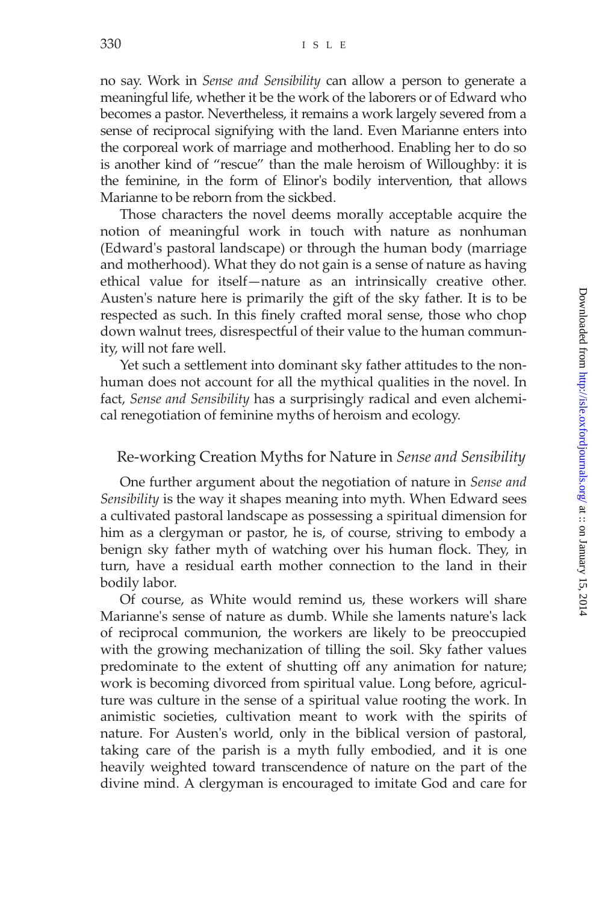no say. Work in *Sense and Sensibility* can allow a person to generate a meaningful life, whether it be the work of the laborers or of Edward who becomes a pastor. Nevertheless, it remains a work largely severed from a sense of reciprocal signifying with the land. Even Marianne enters into the corporeal work of marriage and motherhood. Enabling her to do so is another kind of "rescue" than the male heroism of Willoughby: it is the feminine, in the form of Elinor's bodily intervention, that allows Marianne to be reborn from the sickbed.

Those characters the novel deems morally acceptable acquire the notion of meaningful work in touch with nature as nonhuman (Edward's pastoral landscape) or through the human body (marriage and motherhood). What they do not gain is a sense of nature as having ethical value for itself—nature as an intrinsically creative other. Austen's nature here is primarily the gift of the sky father. It is to be respected as such. In this finely crafted moral sense, those who chop down walnut trees, disrespectful of their value to the human community, will not fare well.

Yet such a settlement into dominant sky father attitudes to the nonhuman does not account for all the mythical qualities in the novel. In fact, *Sense and Sensibility* has a surprisingly radical and even alchemical renegotiation of feminine myths of heroism and ecology.

## Re-working Creation Myths for Nature in *Sense and Sensibility*

One further argument about the negotiation of nature in *Sense and Sensibility* is the way it shapes meaning into myth. When Edward sees a cultivated pastoral landscape as possessing a spiritual dimension for him as a clergyman or pastor, he is, of course, striving to embody a benign sky father myth of watching over his human flock. They, in turn, have a residual earth mother connection to the land in their bodily labor.

Of course, as White would remind us, these workers will share Marianne's sense of nature as dumb. While she laments nature's lack of reciprocal communion, the workers are likely to be preoccupied with the growing mechanization of tilling the soil. Sky father values predominate to the extent of shutting off any animation for nature; work is becoming divorced from spiritual value. Long before, agriculture was culture in the sense of a spiritual value rooting the work. In animistic societies, cultivation meant to work with the spirits of nature. For Austen's world, only in the biblical version of pastoral, taking care of the parish is a myth fully embodied, and it is one heavily weighted toward transcendence of nature on the part of the divine mind. A clergyman is encouraged to imitate God and care for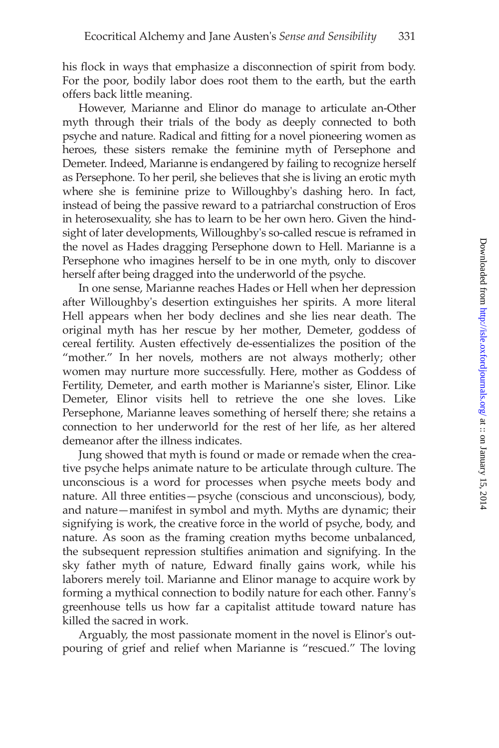his flock in ways that emphasize a disconnection of spirit from body. For the poor, bodily labor does root them to the earth, but the earth offers back little meaning.

However, Marianne and Elinor do manage to articulate an-Other myth through their trials of the body as deeply connected to both psyche and nature. Radical and fitting for a novel pioneering women as heroes, these sisters remake the feminine myth of Persephone and Demeter. Indeed, Marianne is endangered by failing to recognize herself as Persephone. To her peril, she believes that she is living an erotic myth where she is feminine prize to Willoughby's dashing hero. In fact, instead of being the passive reward to a patriarchal construction of Eros in heterosexuality, she has to learn to be her own hero. Given the hindsight of later developments, Willoughby's so-called rescue is reframed in the novel as Hades dragging Persephone down to Hell. Marianne is a Persephone who imagines herself to be in one myth, only to discover herself after being dragged into the underworld of the psyche.

In one sense, Marianne reaches Hades or Hell when her depression after Willoughby's desertion extinguishes her spirits. A more literal Hell appears when her body declines and she lies near death. The original myth has her rescue by her mother, Demeter, goddess of cereal fertility. Austen effectively de-essentializes the position of the "mother." In her novels, mothers are not always motherly; other women may nurture more successfully. Here, mother as Goddess of Fertility, Demeter, and earth mother is Marianne's sister, Elinor. Like Demeter, Elinor visits hell to retrieve the one she loves. Like Persephone, Marianne leaves something of herself there; she retains a connection to her underworld for the rest of her life, as her altered demeanor after the illness indicates.

Jung showed that myth is found or made or remade when the creative psyche helps animate nature to be articulate through culture. The unconscious is a word for processes when psyche meets body and nature. All three entities—psyche (conscious and unconscious), body, and nature—manifest in symbol and myth. Myths are dynamic; their signifying is work, the creative force in the world of psyche, body, and nature. As soon as the framing creation myths become unbalanced, the subsequent repression stultifies animation and signifying. In the sky father myth of nature, Edward finally gains work, while his laborers merely toil. Marianne and Elinor manage to acquire work by forming a mythical connection to bodily nature for each other. Fanny's greenhouse tells us how far a capitalist attitude toward nature has killed the sacred in work.

Arguably, the most passionate moment in the novel is Elinor's outpouring of grief and relief when Marianne is "rescued." The loving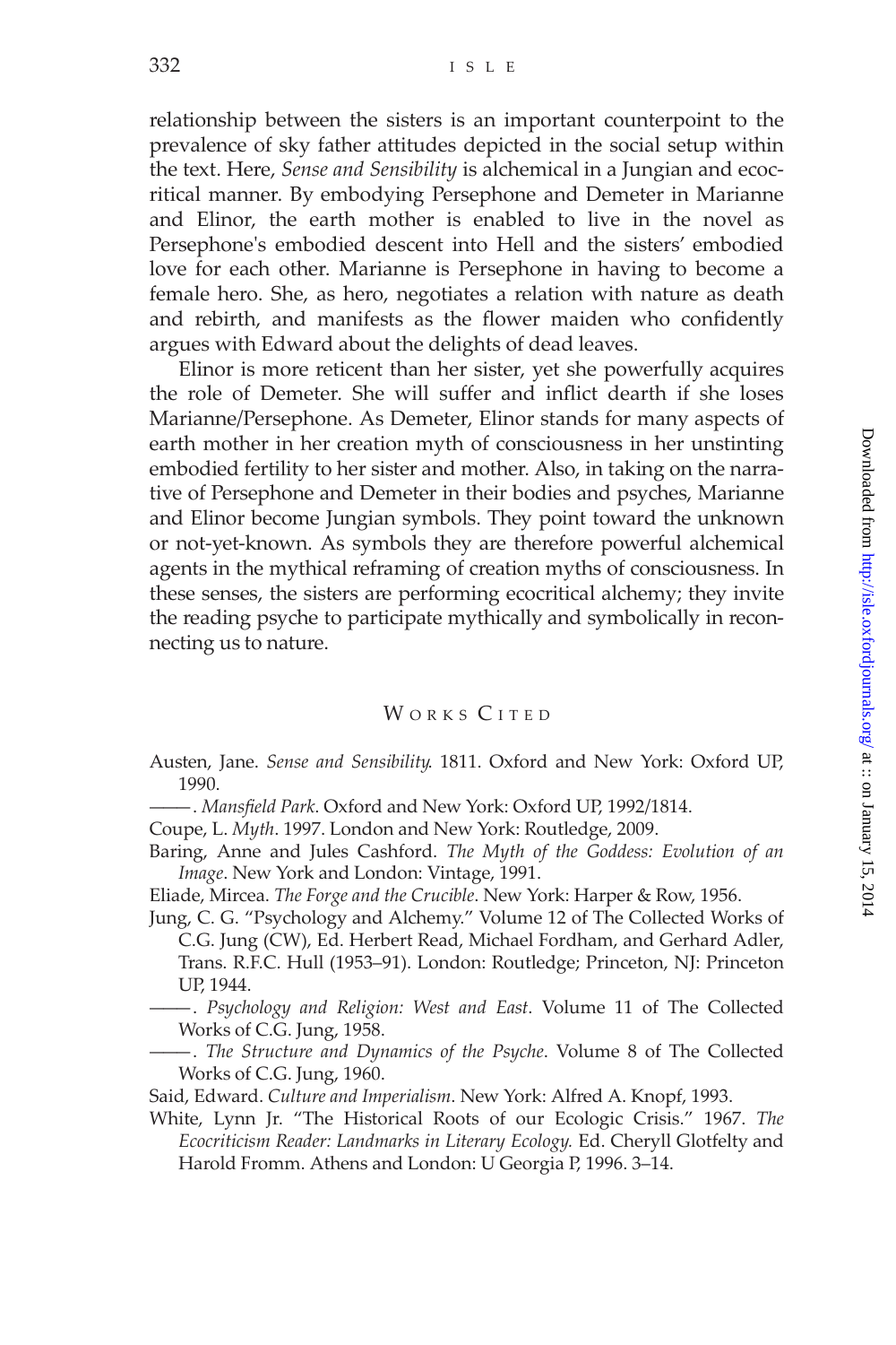relationship between the sisters is an important counterpoint to the prevalence of sky father attitudes depicted in the social setup within the text. Here, *Sense and Sensibility* is alchemical in a Jungian and ecocritical manner. By embodying Persephone and Demeter in Marianne and Elinor, the earth mother is enabled to live in the novel as Persephone's embodied descent into Hell and the sisters' embodied love for each other. Marianne is Persephone in having to become a female hero. She, as hero, negotiates a relation with nature as death and rebirth, and manifests as the flower maiden who confidently argues with Edward about the delights of dead leaves.

Elinor is more reticent than her sister, yet she powerfully acquires the role of Demeter. She will suffer and inflict dearth if she loses Marianne/Persephone. As Demeter, Elinor stands for many aspects of earth mother in her creation myth of consciousness in her unstinting embodied fertility to her sister and mother. Also, in taking on the narrative of Persephone and Demeter in their bodies and psyches, Marianne and Elinor become Jungian symbols. They point toward the unknown or not-yet-known. As symbols they are therefore powerful alchemical agents in the mythical reframing of creation myths of consciousness. In these senses, the sisters are performing ecocritical alchemy; they invite the reading psyche to participate mythically and symbolically in reconnecting us to nature.

## Works Cited

Austen, Jane. *Sense and Sensibility.* 1811. Oxford and New York: Oxford UP, 1990.

——. *Mansfield Park*. Oxford and New York: Oxford UP, 1992/1814.

Coupe, L. *Myth*. 1997. London and New York: Routledge, 2009.

Baring, Anne and Jules Cashford. *The Myth of the Goddess: Evolution of an Image*. New York and London: Vintage, 1991.

Eliade, Mircea. *The Forge and the Crucible*. New York: Harper & Row, 1956.

Jung, C. G. "Psychology and Alchemy." Volume 12 of The Collected Works of C.G. Jung (CW), Ed. Herbert Read, Michael Fordham, and Gerhard Adler, Trans. R.F.C. Hull (1953–91). London: Routledge; Princeton, NJ: Princeton UP, 1944.

——. *Psychology and Religion: West and East*. Volume 11 of The Collected Works of C.G. Jung, 1958.

——. *The Structure and Dynamics of the Psyche*. Volume 8 of The Collected Works of C.G. Jung, 1960.

Said, Edward. *Culture and Imperialism*. New York: Alfred A. Knopf, 1993.

White, Lynn Jr. "The Historical Roots of our Ecologic Crisis." 1967. *The Ecocriticism Reader: Landmarks in Literary Ecology.* Ed. Cheryll Glotfelty and Harold Fromm. Athens and London: U Georgia P, 1996. 3–14.